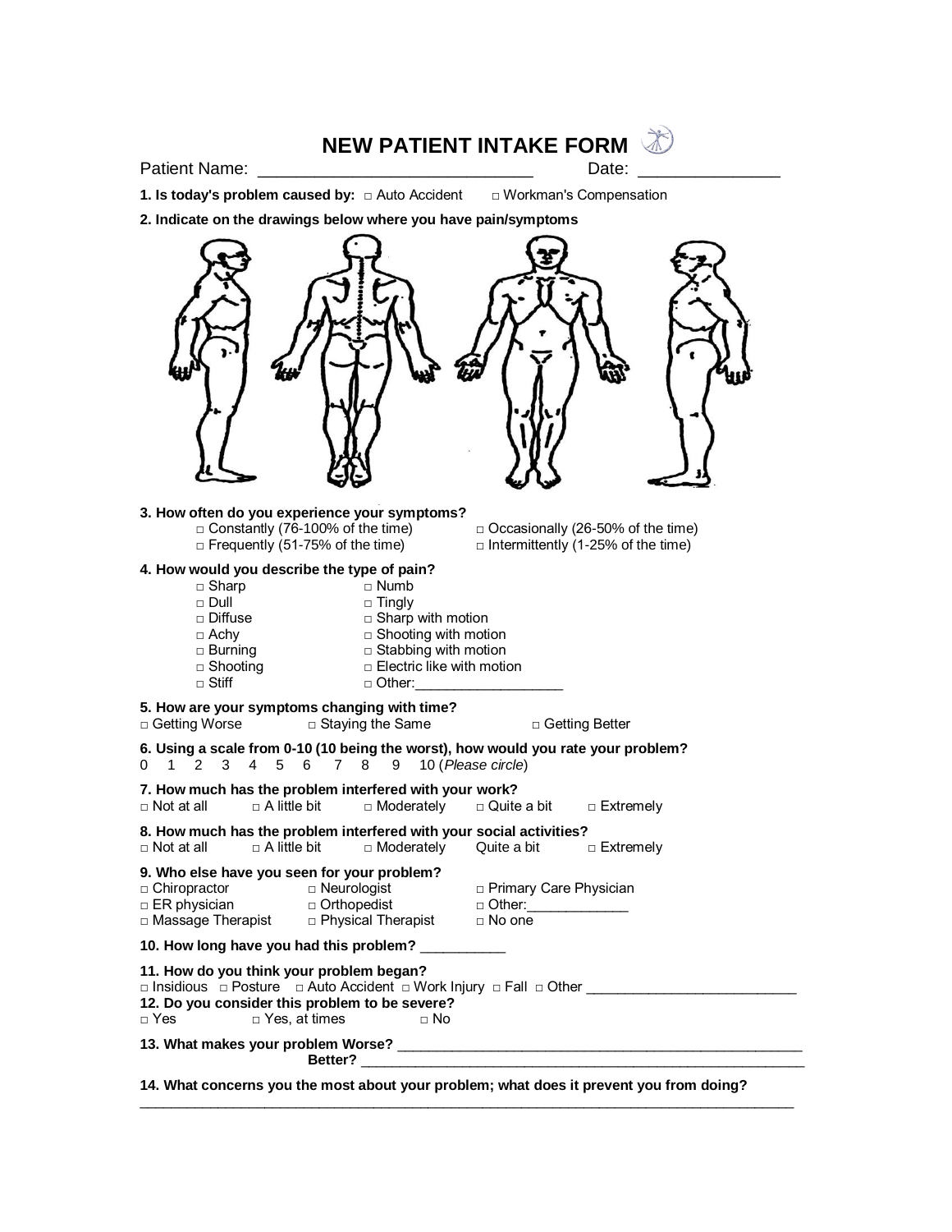# NEW PATIENT INTAKE FORM

Patient Name: ______________________________ Date: _______________

**1. Is today's problem caused by:** □ Auto Accident □ Workman's Compensation

**2. Indicate on the drawings below where you have pain/symptoms**

**3. How often do you experience your symptoms?**

□ Constantly (76-100% of the time)
□ Occasionally (26-50% of the time)
□ Frequently (51-75% of the time)
□ Intermittently (1-25% of the time)

**4. How would you describe the type of pain?**

□ Sharp
□ Numb
□ Dull
□ Tingly
□ Diffuse
□ Sharp with motion
□ Achy
□ Shooting with motion
□ Burning
□ Stabbing with motion
□ Shooting
□ Electric like with motion
□ Stiff
□ Other:___________________

**5. How are your symptoms changing with time?**

□ Getting Worse □ Staying the Same □ Getting Better

**6. Using a scale from 0-10 (10 being the worst), how would you rate your problem?**

0 1 2 3 4 5 6 7 8 9 10 (*Please circle*)

**7. How much has the problem interfered with your work?**

□ Not at all □ A little bit □ Moderately □ Quite a bit □ Extremely

**8. How much has the problem interfered with your social activities?**

□ Not at all □ A little bit □ Moderately Quite a bit □ Extremely

**9. Who else have you seen for your problem?**

□ Chiropractor
□ Neurologist
□ Primary Care Physician
□ ER physician
□ Orthopedist
□ Other:_____________
□ Massage Therapist
□ Physical Therapist
□ No one

**10. How long have you had this problem?** ___________

**11. How do you think your problem began?**

□ Insidious □ Posture □ Auto Accident □ Work Injury □ Fall □ Other __________________________

**12. Do you consider this problem to be severe?**

□ Yes □ Yes, at times □ No

**13. What makes your problem Worse?** _____________________________________________________

**Better?** ___________________________________________________________

**14. What concerns you the most about your problem; what does it prevent you from doing?**

_____________________________________________________________________________________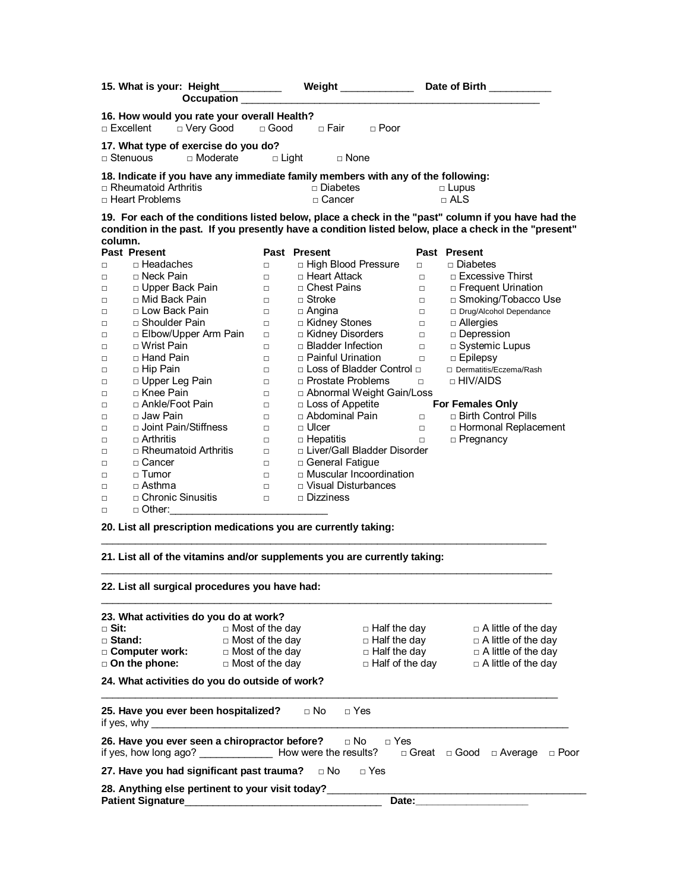**15. What is your: Height**__________ **Weight** ____________ **Date of Birth** __________
**Occupation** ____________________________________________________

**16. How would you rate your overall Health?**
□ Excellent □ Very Good □ Good □ Fair □ Poor

**17. What type of exercise do you do?**
□ Stenuous □ Moderate □ Light □ None

**18. Indicate if you have any immediate family members with any of the following:**
□ Rheumatoid Arthritis □ Diabetes □ Lupus
□ Heart Problems □ Cancer □ ALS

**19. For each of the conditions listed below, place a check in the "past" column if you have had the condition in the past. If you presently have a condition listed below, place a check in the "present" column.**

| Past | Present | Past | Present | Past | Present |
|---|---|---|---|---|---|
| □ | □ Headaches | □ | □ High Blood Pressure | □ | □ Diabetes |
| □ | □ Neck Pain | □ | □ Heart Attack | □ | □ Excessive Thirst |
| □ | □ Upper Back Pain | □ | □ Chest Pains | □ | □ Frequent Urination |
| □ | □ Mid Back Pain | □ | □ Stroke | □ | □ Smoking/Tobacco Use |
| □ | □ Low Back Pain | □ | □ Angina | □ | □ Drug/Alcohol Dependance |
| □ | □ Shoulder Pain | □ | □ Kidney Stones | □ | □ Allergies |
| □ | □ Elbow/Upper Arm Pain | □ | □ Kidney Disorders | □ | □ Depression |
| □ | □ Wrist Pain | □ | □ Bladder Infection | □ | □ Systemic Lupus |
| □ | □ Hand Pain | □ | □ Painful Urination | □ | □ Epilepsy |
| □ | □ Hip Pain | □ | □ Loss of Bladder Control | □ | □ Dermatitis/Eczema/Rash |
| □ | □ Upper Leg Pain | □ | □ Prostate Problems | □ | □ HIV/AIDS |
| □ | □ Knee Pain | □ | □ Abnormal Weight Gain/Loss | | |
| □ | □ Ankle/Foot Pain | □ | □ Loss of Appetite | | **For Females Only** |
| □ | □ Jaw Pain | □ | □ Abdominal Pain | □ | □ Birth Control Pills |
| □ | □ Joint Pain/Stiffness | □ | □ Ulcer | □ | □ Hormonal Replacement |
| □ | □ Arthritis | □ | □ Hepatitis | □ | □ Pregnancy |
| □ | □ Rheumatoid Arthritis | □ | □ Liver/Gall Bladder Disorder | | |
| □ | □ Cancer | □ | □ General Fatigue | | |
| □ | □ Tumor | □ | □ Muscular Incoordination | | |
| □ | □ Asthma | □ | □ Visual Disturbances | | |
| □ | □ Chronic Sinusitis | □ | □ Dizziness | | |
| □ | □ Other:__________________________ | | | | |

**20. List all prescription medications you are currently taking:**
_______________________________________________________________________________

**21. List all of the vitamins and/or supplements you are currently taking:**
_______________________________________________________________________________

**22. List all surgical procedures you have had:**
_______________________________________________________________________________

**23. What activities do you do at work?**

| | | | |
|---|---|---|---|
| □ **Sit:** | □ Most of the day | □ Half the day | □ A little of the day |
| □ **Stand:** | □ Most of the day | □ Half the day | □ A little of the day |
| □ **Computer work:** | □ Most of the day | □ Half the day | □ A little of the day |
| □ **On the phone:** | □ Most of the day | □ Half of the day | □ A little of the day |

**24. What activities do you do outside of work?**
_______________________________________________________________________________

**25. Have you ever been hospitalized?** □ No □ Yes
if yes, why ___________________________________________________________________

**26. Have you ever seen a chiropractor before?** □ No □ Yes
if yes, how long ago? ____________ How were the results? □ Great □ Good □ Average □ Poor

**27. Have you had significant past trauma?** □ No □ Yes

**28. Anything else pertinent to your visit today?**____________________________________________
**Patient Signature**_________________________________ **Date:**__________________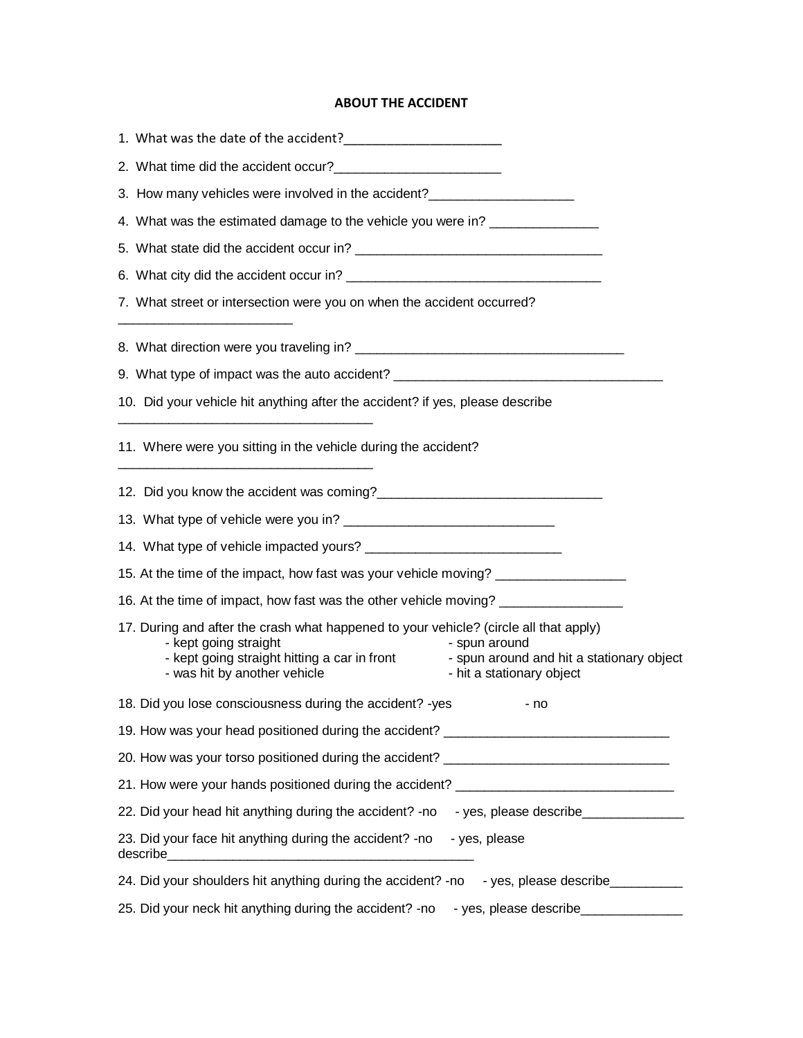## ABOUT THE ACCIDENT

1. What was the date of the accident?______________________

2. What time did the accident occur?_______________________

3. How many vehicles were involved in the accident?____________________

4. What was the estimated damage to the vehicle you were in? _______________

5. What state did the accident occur in? ___________________________________

6. What city did the accident occur in? ____________________________________

7. What street or intersection were you on when the accident occurred? ________________________

8. What direction were you traveling in? ____________________________________

9. What type of impact was the auto accident? ______________________________________

10. Did your vehicle hit anything after the accident? if yes, please describe ___________________________________

11. Where were you sitting in the vehicle during the accident? ___________________________________

12. Did you know the accident was coming?_______________________________

13. What type of vehicle were you in? _____________________________

14. What type of vehicle impacted yours? ___________________________

15. At the time of the impact, how fast was your vehicle moving? __________________

16. At the time of impact, how fast was the other vehicle moving? _________________

17. During and after the crash what happened to your vehicle? (circle all that apply)
    - kept going straight
    - kept going straight hitting a car in front
    - was hit by another vehicle
    - spun around
    - spun around and hit a stationary object
    - hit a stationary object

18. Did you lose consciousness during the accident? -yes - no

19. How was your head positioned during the accident? _______________________________

20. How was your torso positioned during the accident? _______________________________

21. How were your hands positioned during the accident? ______________________________

22. Did your head hit anything during the accident? -no - yes, please describe______________

23. Did your face hit anything during the accident? -no - yes, please describe__________________________________________

24. Did your shoulders hit anything during the accident? -no - yes, please describe__________

25. Did your neck hit anything during the accident? -no - yes, please describe______________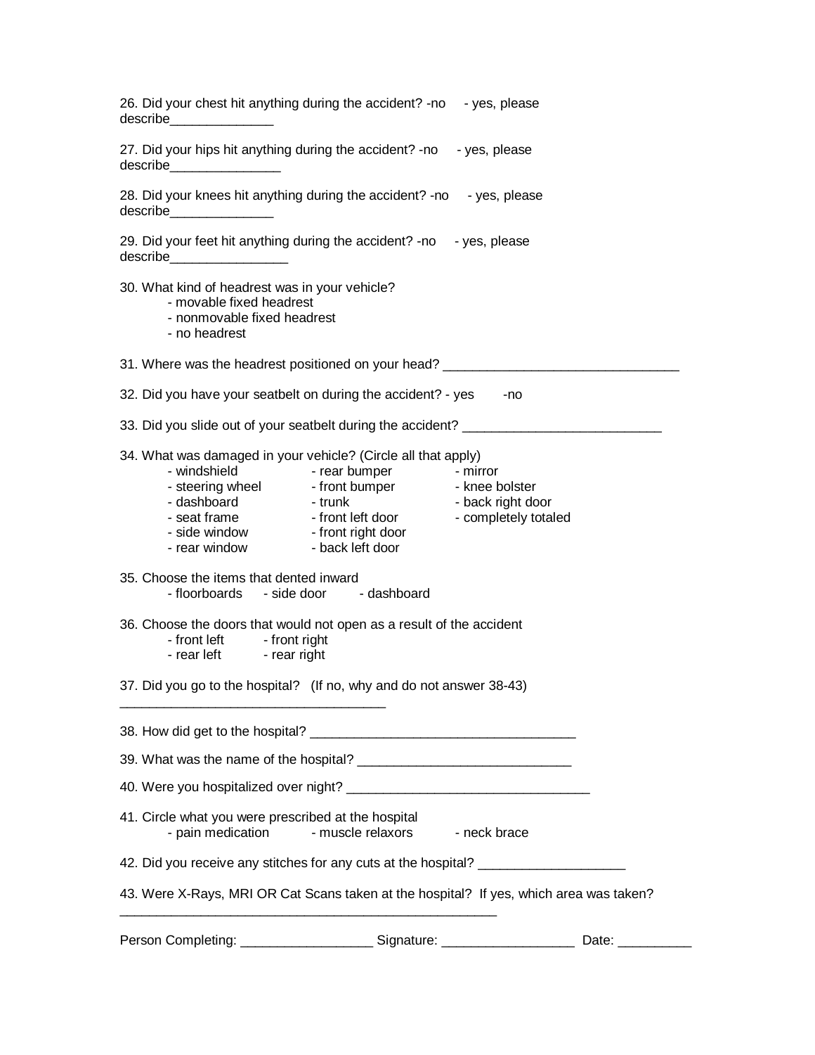26. Did your chest hit anything during the accident? -no - yes, please describe______________

27. Did your hips hit anything during the accident? -no - yes, please describe_______________

28. Did your knees hit anything during the accident? -no - yes, please describe______________

29. Did your feet hit anything during the accident? -no - yes, please describe________________

30. What kind of headrest was in your vehicle?
    - movable fixed headrest
    - nonmovable fixed headrest
    - no headrest

31. Where was the headrest positioned on your head? _________________________________

32. Did you have your seatbelt on during the accident? - yes -no

33. Did you slide out of your seatbelt during the accident? ___________________________

34. What was damaged in your vehicle? (Circle all that apply)

| | | |
|---|---|---|
| - windshield | - rear bumper | - mirror |
| - steering wheel | - front bumper | - knee bolster |
| - dashboard | - trunk | - back right door |
| - seat frame | - front left door | - completely totaled |
| - side window | - front right door | |
| - rear window | - back left door | |

35. Choose the items that dented inward
    - floorboards - side door - dashboard

36. Choose the doors that would not open as a result of the accident
    - front left - front right
    - rear left - rear right

37. Did you go to the hospital? (If no, why and do not answer 38-43)
____________________________________

38. How did get to the hospital? ____________________________________

39. What was the name of the hospital? _____________________________

40. Were you hospitalized over night? _________________________________

41. Circle what you were prescribed at the hospital
    - pain medication - muscle relaxors - neck brace

42. Did you receive any stitches for any cuts at the hospital? ____________________

43. Were X-Rays, MRI OR Cat Scans taken at the hospital? If yes, which area was taken?
____________________________________________________

Person Completing: __________________ Signature: __________________ Date: __________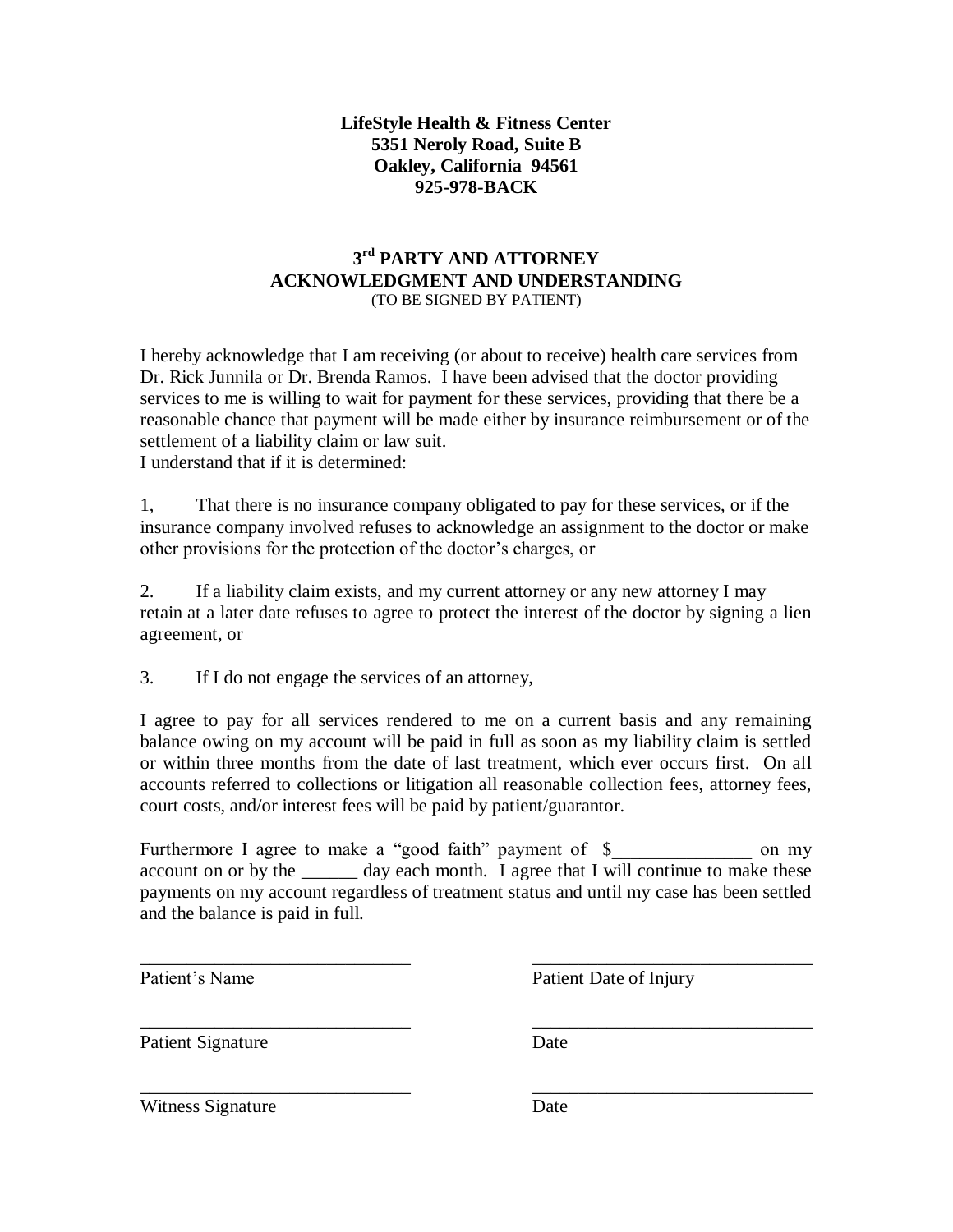**LifeStyle Health & Fitness Center**
**5351 Neroly Road, Suite B**
**Oakley, California 94561**
**925-978-BACK**

## 3rd PARTY AND ATTORNEY ACKNOWLEDGMENT AND UNDERSTANDING

(TO BE SIGNED BY PATIENT)

I hereby acknowledge that I am receiving (or about to receive) health care services from Dr. Rick Junnila or Dr. Brenda Ramos. I have been advised that the doctor providing services to me is willing to wait for payment for these services, providing that there be a reasonable chance that payment will be made either by insurance reimbursement or of the settlement of a liability claim or law suit.
I understand that if it is determined:

1, That there is no insurance company obligated to pay for these services, or if the insurance company involved refuses to acknowledge an assignment to the doctor or make other provisions for the protection of the doctor's charges, or

2. If a liability claim exists, and my current attorney or any new attorney I may retain at a later date refuses to agree to protect the interest of the doctor by signing a lien agreement, or

3. If I do not engage the services of an attorney,

I agree to pay for all services rendered to me on a current basis and any remaining balance owing on my account will be paid in full as soon as my liability claim is settled or within three months from the date of last treatment, which ever occurs first. On all accounts referred to collections or litigation all reasonable collection fees, attorney fees, court costs, and/or interest fees will be paid by patient/guarantor.

Furthermore I agree to make a "good faith" payment of $_______________ on my account on or by the ______ day each month. I agree that I will continue to make these payments on my account regardless of treatment status and until my case has been settled and the balance is paid in full.

_____________________________ _____________________________
Patient's Name Patient Date of Injury

_____________________________ _____________________________
Patient Signature Date

_____________________________ _____________________________
Witness Signature Date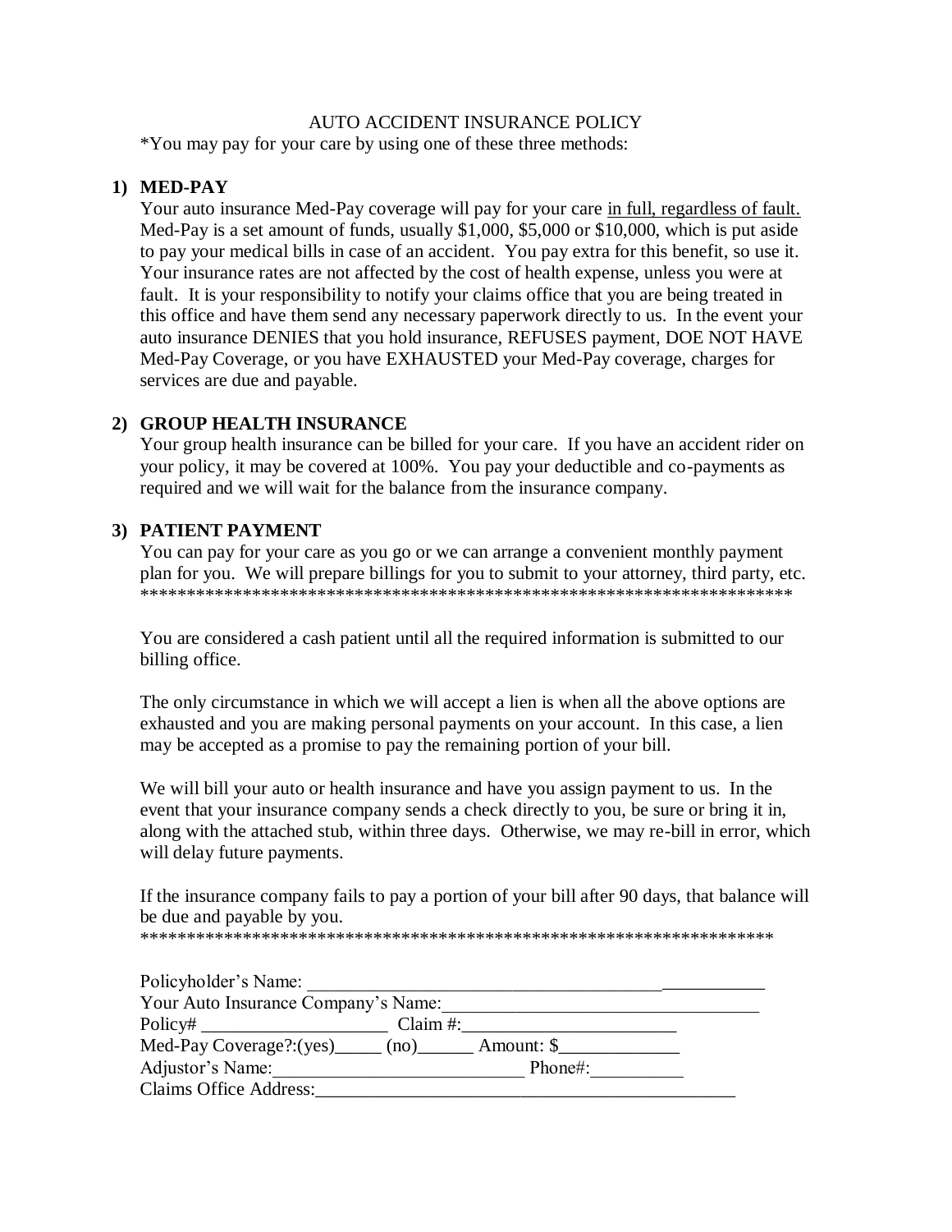# AUTO ACCIDENT INSURANCE POLICY

*You may pay for your care by using one of these three methods:

## 1) MED-PAY

Your auto insurance Med-Pay coverage will pay for your care <u>in full, regardless of fault.</u> Med-Pay is a set amount of funds, usually $1,000, $5,000 or $10,000, which is put aside to pay your medical bills in case of an accident. You pay extra for this benefit, so use it. Your insurance rates are not affected by the cost of health expense, unless you were at fault. It is your responsibility to notify your claims office that you are being treated in this office and have them send any necessary paperwork directly to us. In the event your auto insurance DENIES that you hold insurance, REFUSES payment, DOE NOT HAVE Med-Pay Coverage, or you have EXHAUSTED your Med-Pay coverage, charges for services are due and payable.

## 2) GROUP HEALTH INSURANCE

Your group health insurance can be billed for your care. If you have an accident rider on your policy, it may be covered at 100%. You pay your deductible and co-payments as required and we will wait for the balance from the insurance company.

## 3) PATIENT PAYMENT

You can pay for your care as you go or we can arrange a convenient monthly payment plan for you. We will prepare billings for you to submit to your attorney, third party, etc.

************************************************************************

You are considered a cash patient until all the required information is submitted to our billing office.

The only circumstance in which we will accept a lien is when all the above options are exhausted and you are making personal payments on your account. In this case, a lien may be accepted as a promise to pay the remaining portion of your bill.

We will bill your auto or health insurance and have you assign payment to us. In the event that your insurance company sends a check directly to you, be sure or bring it in, along with the attached stub, within three days. Otherwise, we may re-bill in error, which will delay future payments.

If the insurance company fails to pay a portion of your bill after 90 days, that balance will be due and payable by you.

************************************************************************

Policyholder's Name: ______________________________________________

Your Auto Insurance Company's Name:_________________________________

Policy# ____________________ Claim #:_______________________

Med-Pay Coverage?:(yes)_____ (no)______ Amount: $_____________

Adjustor's Name:___________________________ Phone#:__________

Claims Office Address:______________________________________________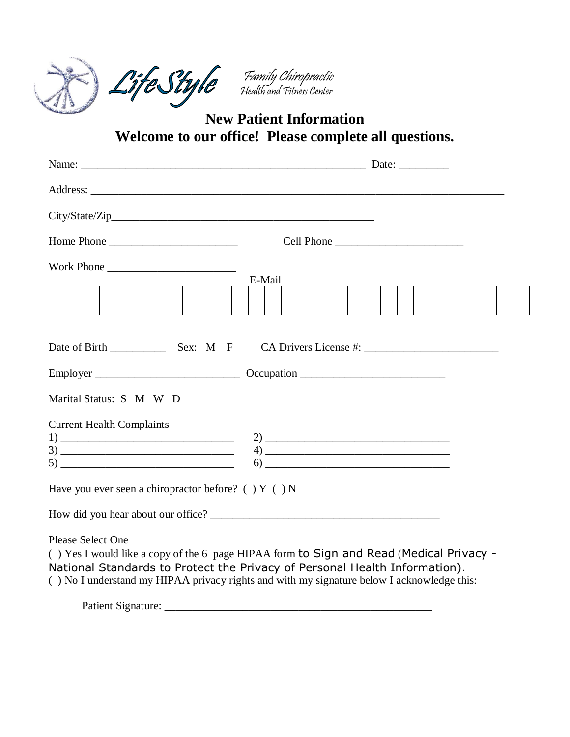LifeStyle Family Chiropractic Health and Fitness Center

## New Patient Information
## Welcome to our office! Please complete all questions.

Name: ______________________________________________ Date: _________

Address: ______________________________________________________________________

City/State/Zip____________________________________________

Home Phone ______________________ Cell Phone ______________________

Work Phone ______________________

E-Mail

| | | | | | | | | | | | | | | | | | | | | | | | | | |
|---|---|---|---|---|---|---|---|---|---|---|---|---|---|---|---|---|---|---|---|---|---|---|---|---|---|
| | | | | | | | | | | | | | | | | | | | | | | | | | |

Date of Birth __________ Sex: M F CA Drivers License #: ______________________

Employer ________________________ Occupation ________________________

Marital Status: S M W D

Current Health Complaints

1) ______________________________ 2) ________________________________

3) ______________________________ 4) ________________________________

5) ______________________________ 6) ________________________________

Have you ever seen a chiropractor before? ( ) Y ( ) N

How did you hear about our office? ________________________________________

Please Select One

( ) Yes I would like a copy of the 6 page HIPAA form to Sign and Read (Medical Privacy - National Standards to Protect the Privacy of Personal Health Information).

( ) No I understand my HIPAA privacy rights and with my signature below I acknowledge this:

Patient Signature: ______________________________________________